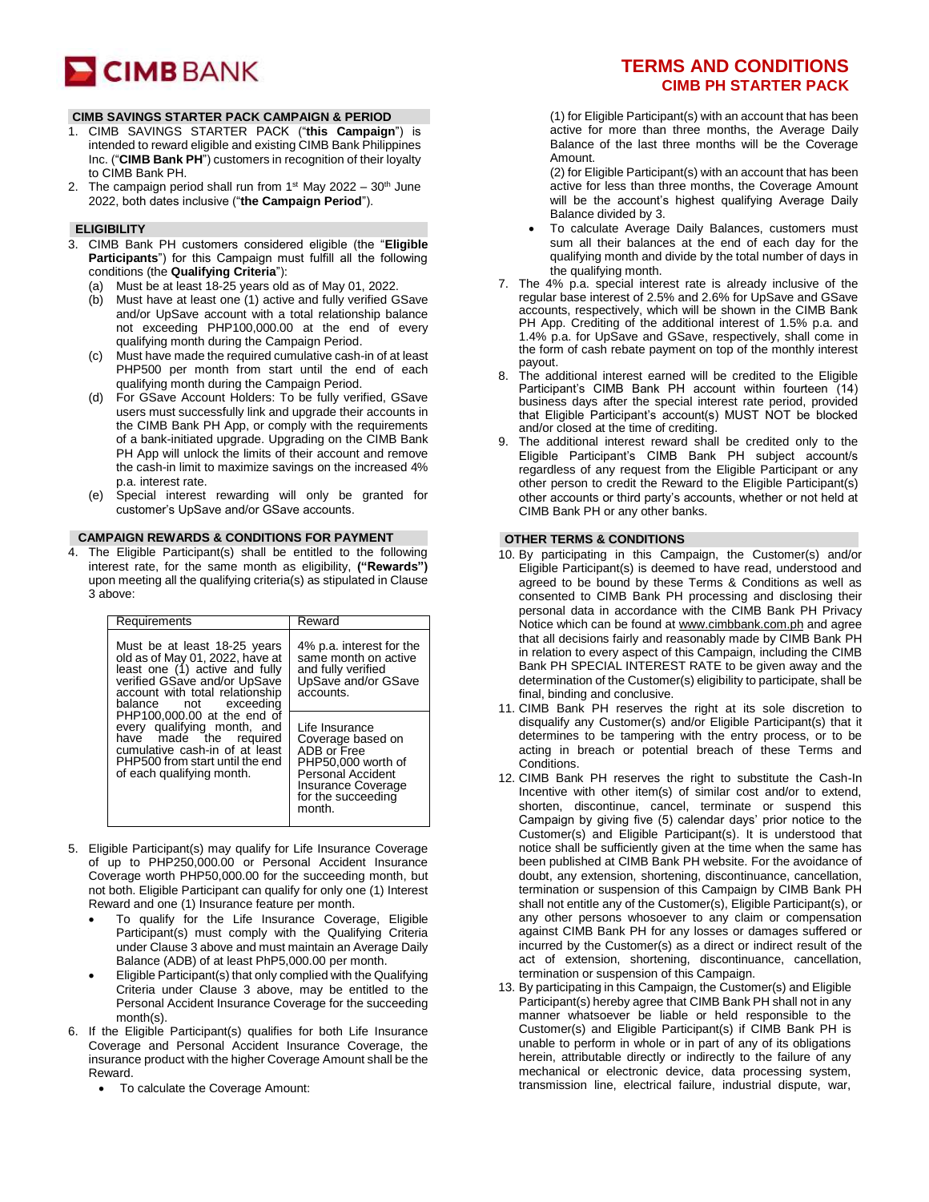# TERMS AND CONDITIONS
## CIMB PH STARTER PACK

### CIMB SAVINGS STARTER PACK CAMPAIGN & PERIOD

1. CIMB SAVINGS STARTER PACK ("**this Campaign**") is intended to reward eligible and existing CIMB Bank Philippines Inc. ("**CIMB Bank PH**") customers in recognition of their loyalty to CIMB Bank PH.
2. The campaign period shall run from 1st May 2022 – 30th June 2022, both dates inclusive ("**the Campaign Period**").

### ELIGIBILITY

3. CIMB Bank PH customers considered eligible (the "**Eligible Participants**") for this Campaign must fulfill all the following conditions (the **Qualifying Criteria**"):
   (a) Must be at least 18-25 years old as of May 01, 2022.
   (b) Must have at least one (1) active and fully verified GSave and/or UpSave account with a total relationship balance not exceeding PHP100,000.00 at the end of every qualifying month during the Campaign Period.
   (c) Must have made the required cumulative cash-in of at least PHP500 per month from start until the end of each qualifying month during the Campaign Period.
   (d) For GSave Account Holders: To be fully verified, GSave users must successfully link and upgrade their accounts in the CIMB Bank PH App, or comply with the requirements of a bank-initiated upgrade. Upgrading on the CIMB Bank PH App will unlock the limits of their account and remove the cash-in limit to maximize savings on the increased 4% p.a. interest rate.
   (e) Special interest rewarding will only be granted for customer's UpSave and/or GSave accounts.

### CAMPAIGN REWARDS & CONDITIONS FOR PAYMENT

4. The Eligible Participant(s) shall be entitled to the following interest rate, for the same month as eligibility, **("Rewards")** upon meeting all the qualifying criteria(s) as stipulated in Clause 3 above:

| Requirements | Reward |
|---|---|
| Must be at least 18-25 years old as of May 01, 2022, have at least one (1) active and fully verified GSave and/or UpSave account with total relationship balance not exceeding PHP100,000.00 at the end of every qualifying month, and have made the required cumulative cash-in of at least PHP500 from start until the end of each qualifying month. | 4% p.a. interest for the same month on active and fully verified UpSave and/or GSave accounts. |
| | Life Insurance Coverage based on ADB or Free PHP50,000 worth of Personal Accident Insurance Coverage for the succeeding month. |

5. Eligible Participant(s) may qualify for Life Insurance Coverage of up to PHP250,000.00 or Personal Accident Insurance Coverage worth PHP50,000.00 for the succeeding month, but not both. Eligible Participant can qualify for only one (1) Interest Reward and one (1) Insurance feature per month.
   - To qualify for the Life Insurance Coverage, Eligible Participant(s) must comply with the Qualifying Criteria under Clause 3 above and must maintain an Average Daily Balance (ADB) of at least PhP5,000.00 per month.
   - Eligible Participant(s) that only complied with the Qualifying Criteria under Clause 3 above, may be entitled to the Personal Accident Insurance Coverage for the succeeding month(s).
6. If the Eligible Participant(s) qualifies for both Life Insurance Coverage and Personal Accident Insurance Coverage, the insurance product with the higher Coverage Amount shall be the Reward.
   - To calculate the Coverage Amount:

     (1) for Eligible Participant(s) with an account that has been active for more than three months, the Average Daily Balance of the last three months will be the Coverage Amount.

     (2) for Eligible Participant(s) with an account that has been active for less than three months, the Coverage Amount will be the account's highest qualifying Average Daily Balance divided by 3.
   - To calculate Average Daily Balances, customers must sum all their balances at the end of each day for the qualifying month and divide by the total number of days in the qualifying month.
7. The 4% p.a. special interest rate is already inclusive of the regular base interest of 2.5% and 2.6% for UpSave and GSave accounts, respectively, which will be shown in the CIMB Bank PH App. Crediting of the additional interest of 1.5% p.a. and 1.4% p.a. for UpSave and GSave, respectively, shall come in the form of cash rebate payment on top of the monthly interest payout.
8. The additional interest earned will be credited to the Eligible Participant's CIMB Bank PH account within fourteen (14) business days after the special interest rate period, provided that Eligible Participant's account(s) MUST NOT be blocked and/or closed at the time of crediting.
9. The additional interest reward shall be credited only to the Eligible Participant's CIMB Bank PH subject account/s regardless of any request from the Eligible Participant or any other person to credit the Reward to the Eligible Participant(s) other accounts or third party's accounts, whether or not held at CIMB Bank PH or any other banks.

### OTHER TERMS & CONDITIONS

10. By participating in this Campaign, the Customer(s) and/or Eligible Participant(s) is deemed to have read, understood and agreed to be bound by these Terms & Conditions as well as consented to CIMB Bank PH processing and disclosing their personal data in accordance with the CIMB Bank PH Privacy Notice which can be found at www.cimbbank.com.ph and agree that all decisions fairly and reasonably made by CIMB Bank PH in relation to every aspect of this Campaign, including the CIMB Bank PH SPECIAL INTEREST RATE to be given away and the determination of the Customer(s) eligibility to participate, shall be final, binding and conclusive.
11. CIMB Bank PH reserves the right at its sole discretion to disqualify any Customer(s) and/or Eligible Participant(s) that it determines to be tampering with the entry process, or to be acting in breach or potential breach of these Terms and Conditions.
12. CIMB Bank PH reserves the right to substitute the Cash-In Incentive with other item(s) of similar cost and/or to extend, shorten, discontinue, cancel, terminate or suspend this Campaign by giving five (5) calendar days' prior notice to the Customer(s) and Eligible Participant(s). It is understood that notice shall be sufficiently given at the time when the same has been published at CIMB Bank PH website. For the avoidance of doubt, any extension, shortening, discontinuance, cancellation, termination or suspension of this Campaign by CIMB Bank PH shall not entitle any of the Customer(s), Eligible Participant(s), or any other persons whosoever to any claim or compensation against CIMB Bank PH for any losses or damages suffered or incurred by the Customer(s) as a direct or indirect result of the act of extension, shortening, discontinuance, cancellation, termination or suspension of this Campaign.
13. By participating in this Campaign, the Customer(s) and Eligible Participant(s) hereby agree that CIMB Bank PH shall not in any manner whatsoever be liable or held responsible to the Customer(s) and Eligible Participant(s) if CIMB Bank PH is unable to perform in whole or in part of any of its obligations herein, attributable directly or indirectly to the failure of any mechanical or electronic device, data processing system, transmission line, electrical failure, industrial dispute, war,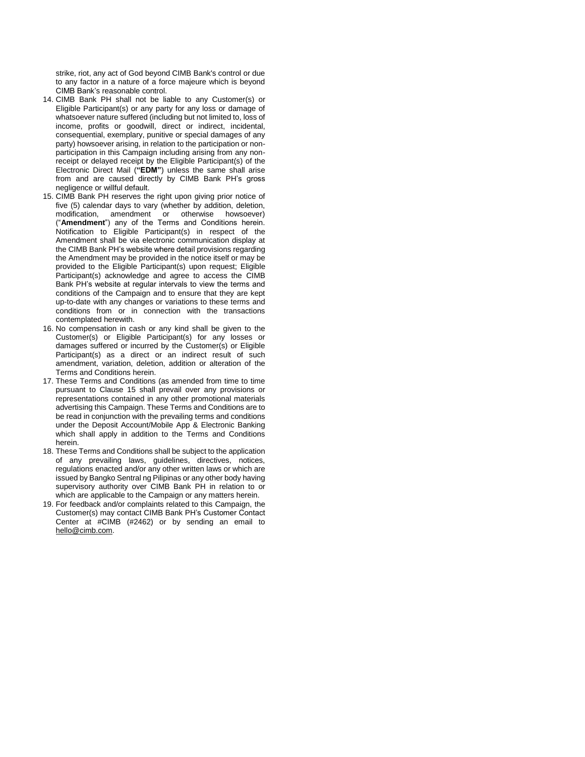strike, riot, any act of God beyond CIMB Bank's control or due to any factor in a nature of a force majeure which is beyond CIMB Bank's reasonable control.

14. CIMB Bank PH shall not be liable to any Customer(s) or Eligible Participant(s) or any party for any loss or damage of whatsoever nature suffered (including but not limited to, loss of income, profits or goodwill, direct or indirect, incidental, consequential, exemplary, punitive or special damages of any party) howsoever arising, in relation to the participation or non-participation in this Campaign including arising from any non-receipt or delayed receipt by the Eligible Participant(s) of the Electronic Direct Mail (**"EDM"**) unless the same shall arise from and are caused directly by CIMB Bank PH's gross negligence or willful default.
15. CIMB Bank PH reserves the right upon giving prior notice of five (5) calendar days to vary (whether by addition, deletion, modification, amendment or otherwise howsoever) ("**Amendment**") any of the Terms and Conditions herein. Notification to Eligible Participant(s) in respect of the Amendment shall be via electronic communication display at the CIMB Bank PH's website where detail provisions regarding the Amendment may be provided in the notice itself or may be provided to the Eligible Participant(s) upon request; Eligible Participant(s) acknowledge and agree to access the CIMB Bank PH's website at regular intervals to view the terms and conditions of the Campaign and to ensure that they are kept up-to-date with any changes or variations to these terms and conditions from or in connection with the transactions contemplated herewith.
16. No compensation in cash or any kind shall be given to the Customer(s) or Eligible Participant(s) for any losses or damages suffered or incurred by the Customer(s) or Eligible Participant(s) as a direct or an indirect result of such amendment, variation, deletion, addition or alteration of the Terms and Conditions herein.
17. These Terms and Conditions (as amended from time to time pursuant to Clause 15 shall prevail over any provisions or representations contained in any other promotional materials advertising this Campaign. These Terms and Conditions are to be read in conjunction with the prevailing terms and conditions under the Deposit Account/Mobile App & Electronic Banking which shall apply in addition to the Terms and Conditions herein.
18. These Terms and Conditions shall be subject to the application of any prevailing laws, guidelines, directives, notices, regulations enacted and/or any other written laws or which are issued by Bangko Sentral ng Pilipinas or any other body having supervisory authority over CIMB Bank PH in relation to or which are applicable to the Campaign or any matters herein.
19. For feedback and/or complaints related to this Campaign, the Customer(s) may contact CIMB Bank PH's Customer Contact Center at #CIMB (#2462) or by sending an email to hello@cimb.com.